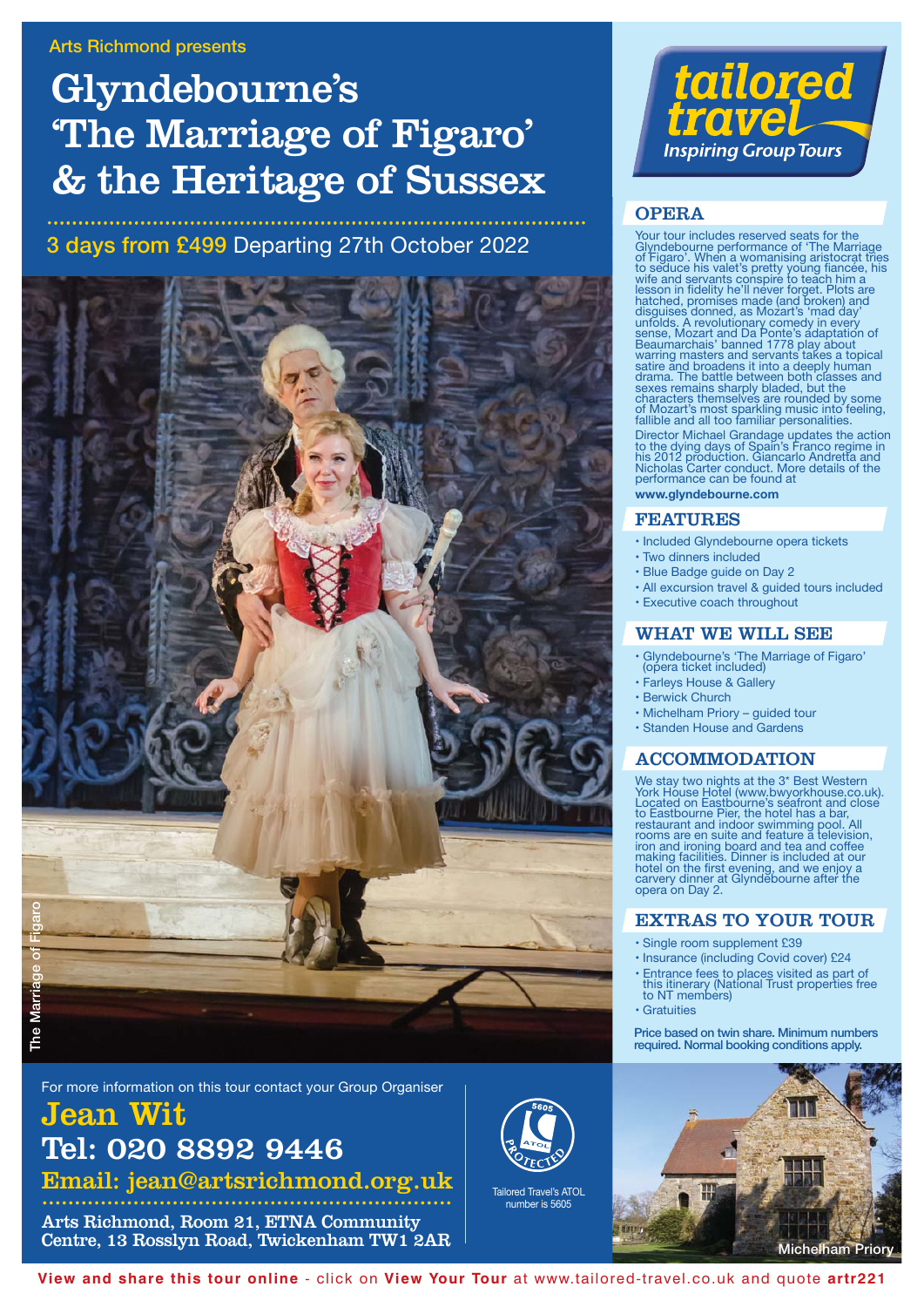Arts Richmond presents

# Glyndebourne's 'The Marriage of Figaro' & the Heritage of Sussex

**3 days from £499** Departing 27th October 2022

The Marriage of Figaro

**tailored travel** Inspiring Group Tours

## OPERA

Your tour includes reserved seats for the Glyndebourne performance of 'The Marriage of Figaro'. When a womanising aristocrat tries to seduce his valet's pretty young fiancée, his wife and servants conspire to teach him a lesson in fidelity he'll never forget. Plots are hatched, promises made (and broken) and disguises donned, as Mozart's 'mad day' unfolds. A revolutionary comedy in every sense, Mozart and Da Ponte's adaptation of Beaumarchais' banned 1778 play about warring masters and servants takes a topical satire and broadens it into a deeply human drama. The battle between both classes and sexes remains sharply bladed, but the characters themselves are rounded by some of Mozart's most sparkling music into feeling, fallible and all too familiar personalities.

Director Michael Grandage updates the action to the dying days of Spain's Franco regime in his 2012 production. Giancarlo Andretta and Nicholas Carter conduct. More details of the performance can be found at

**www.glyndebourne.com**

## FEATURES

- Included Glyndebourne opera tickets
- Two dinners included
- Blue Badge guide on Day 2
- All excursion travel & guided tours included
- Executive coach throughout

## WHAT WE WILL SEE

- Glyndebourne's 'The Marriage of Figaro' (opera ticket included)
- Farleys House & Gallery
- Berwick Church
- Michelham Priory – guided tour
- Standen House and Gardens

## ACCOMMODATION

We stay two nights at the 3* Best Western York House Hotel (www.bwyorkhouse.co.uk). Located on Eastbourne's seafront and close to Eastbourne Pier, the hotel has a bar, restaurant and indoor swimming pool. All rooms are en suite and feature a television, iron and ironing board and tea and coffee making facilities. Dinner is included at our hotel on the first evening, and we enjoy a carvery dinner at Glyndebourne after the opera on Day 2.

## EXTRAS TO YOUR TOUR

- Single room supplement £39
- Insurance (including Covid cover) £24
- Entrance fees to places visited as part of this itinerary (National Trust properties free to NT members)
- Gratuities

**Price based on twin share. Minimum numbers required. Normal booking conditions apply.**

For more information on this tour contact your Group Organiser

**Jean Wit**
**Tel: 020 8892 9446**
**Email: jean@artsrichmond.org.uk**

**Arts Richmond, Room 21, ETNA Community Centre, 13 Rosslyn Road, Twickenham TW1 2AR**

ATOL PROTECTED 5605

Tailored Travel's ATOL number is 5605

Michelham Priory

**View and share this tour online** - click on **View Your Tour** at www.tailored-travel.co.uk and quote **artr221**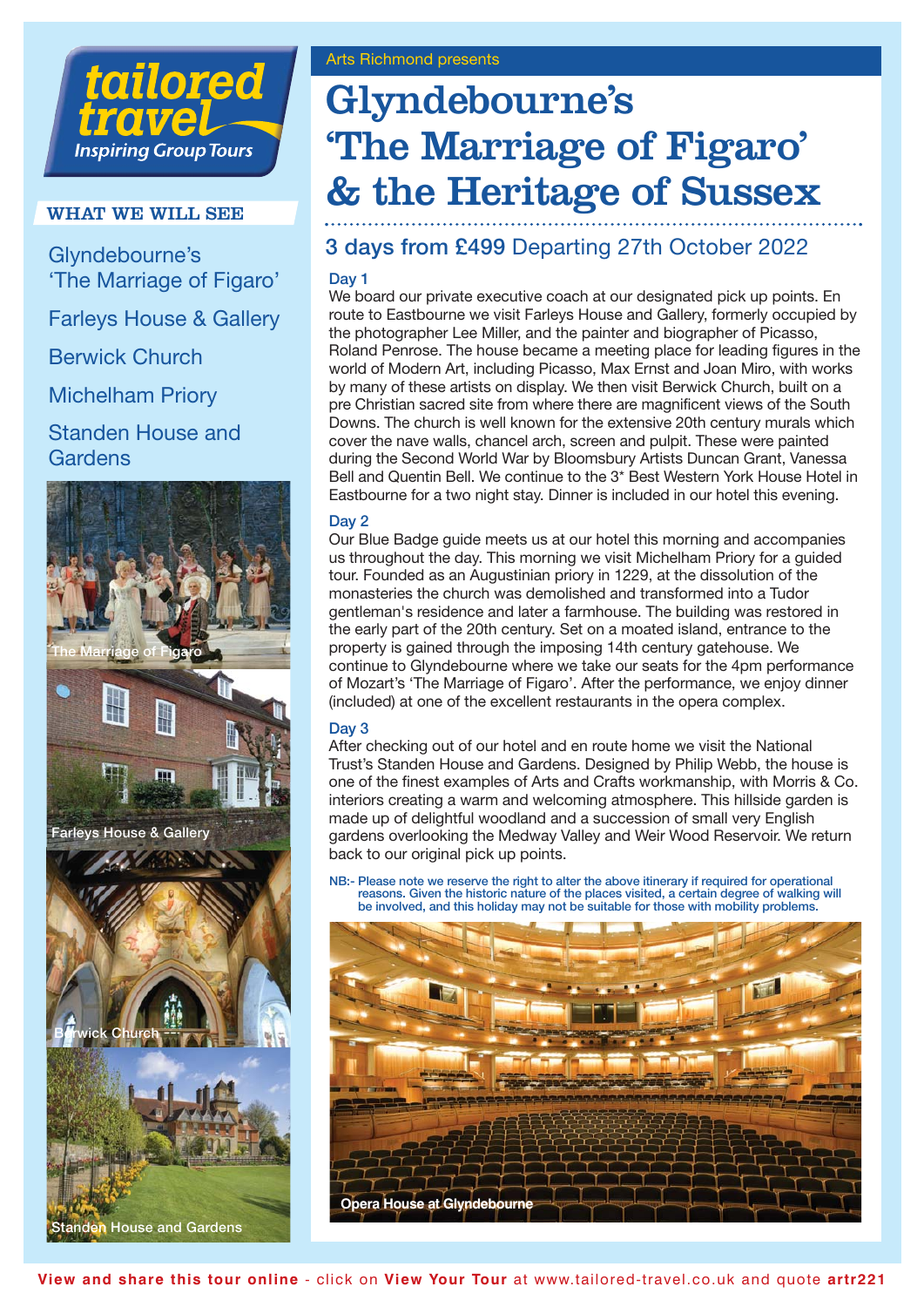tailored travel
Inspiring Group Tours

## WHAT WE WILL SEE

Glyndebourne's 'The Marriage of Figaro'

Farleys House & Gallery

Berwick Church

Michelham Priory

Standen House and Gardens

The Marriage of Figaro

Farleys House & Gallery

Berwick Church

Standen House and Gardens

Arts Richmond presents

# Glyndebourne's 'The Marriage of Figaro' & the Heritage of Sussex

## 3 days from £499 Departing 27th October 2022

### Day 1

We board our private executive coach at our designated pick up points. En route to Eastbourne we visit Farleys House and Gallery, formerly occupied by the photographer Lee Miller, and the painter and biographer of Picasso, Roland Penrose. The house became a meeting place for leading figures in the world of Modern Art, including Picasso, Max Ernst and Joan Miro, with works by many of these artists on display. We then visit Berwick Church, built on a pre Christian sacred site from where there are magnificent views of the South Downs. The church is well known for the extensive 20th century murals which cover the nave walls, chancel arch, screen and pulpit. These were painted during the Second World War by Bloomsbury Artists Duncan Grant, Vanessa Bell and Quentin Bell. We continue to the 3* Best Western York House Hotel in Eastbourne for a two night stay. Dinner is included in our hotel this evening.

### Day 2

Our Blue Badge guide meets us at our hotel this morning and accompanies us throughout the day. This morning we visit Michelham Priory for a guided tour. Founded as an Augustinian priory in 1229, at the dissolution of the monasteries the church was demolished and transformed into a Tudor gentleman's residence and later a farmhouse. The building was restored in the early part of the 20th century. Set on a moated island, entrance to the property is gained through the imposing 14th century gatehouse. We continue to Glyndebourne where we take our seats for the 4pm performance of Mozart's 'The Marriage of Figaro'. After the performance, we enjoy dinner (included) at one of the excellent restaurants in the opera complex.

### Day 3

After checking out of our hotel and en route home we visit the National Trust's Standen House and Gardens. Designed by Philip Webb, the house is one of the finest examples of Arts and Crafts workmanship, with Morris & Co. interiors creating a warm and welcoming atmosphere. This hillside garden is made up of delightful woodland and a succession of small very English gardens overlooking the Medway Valley and Weir Wood Reservoir. We return back to our original pick up points.

**NB:- Please note we reserve the right to alter the above itinerary if required for operational reasons. Given the historic nature of the places visited, a certain degree of walking will be involved, and this holiday may not be suitable for those with mobility problems.**

Opera House at Glyndebourne

**View and share this tour online** - click on **View Your Tour** at www.tailored-travel.co.uk and quote **artr221**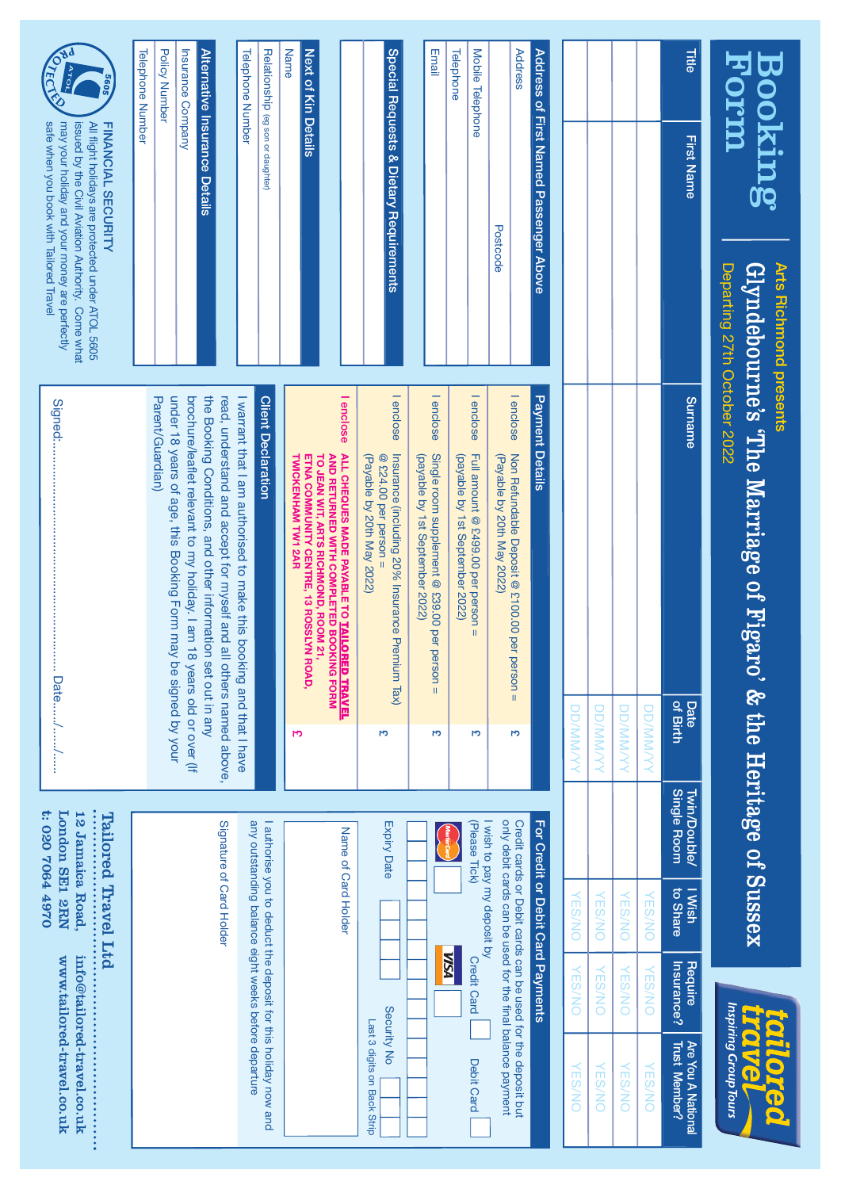# Booking Form

Arts Richmond presents

## Glyndebourne's 'The Marriage of Figaro' & the Heritage of Sussex

Departing 27th October 2022

tailored travel *Inspiring Group Tours*

| Title | First Name | Surname | Date of Birth | Twin/Double/ Single Room | I Wish to Share | Require Insurance? | Are You A National Trust Member? |
|---|---|---|---|---|---|---|---|
| | | | DD/MM/YY | | YES/NO | YES/NO | YES/NO |
| | | | DD/MM/YY | | YES/NO | YES/NO | YES/NO |
| | | | DD/MM/YY | | YES/NO | YES/NO | YES/NO |
| | | | DD/MM/YY | | YES/NO | YES/NO | YES/NO |

### Address of First Named Passenger Above

Address

Postcode

Mobile Telephone

Telephone

Email

### Special Requests & Dietary Requirements

### Next of Kin Details

Name

Relationship (eg son or daughter)

Telephone Number

### Alternative Insurance Details

Insurance Company

Policy Number

Telephone Number

**FINANCIAL SECURITY**
All flight holidays are protected under ATOL 5605 issued by the Civil Aviation Authority. Come what may your holiday and your money are perfectly safe when you book with Tailored Travel

### Payment Details

| | | |
|---|---|---|
| I enclose | Non Refundable Deposit @ £100.00 per person = (Payable by 20th May 2022) | £ |
| I enclose | Full amount @ £499.00 per person = (payable by 1st September 2022) | £ |
| I enclose | Single room supplement @ £39.00 per person = (payable by 1st September 2022) | £ |
| I enclose | Insurance (including 20% Insurance Premium Tax) @ £24.00 per person = (Payable by 20th May 2022) | £ |
| I enclose | **ALL CHEQUES MADE PAYABLE TO TAILORED TRAVEL AND RETURNED WITH COMPLETED BOOKING FORM TO JEAN WIT, ARTS RICHMOND, ROOM 21, ETNA COMMUNITY CENTRE, 13 ROSSLYN ROAD, TWICKENHAM TW1 2AR** | £ |

### Client Declaration

I warrant that I am authorised to make this booking and that I have read, understand and accept for myself and all others named above, the Booking Conditions, and other information set out in any brochure/leaflet relevant to my holiday. I am 18 years old or over (If under 18 years of age, this Booking Form may be signed by your Parent/Guardian)

Signed:............................................................ Date...../...../.....

### For Credit or Debit Card Payments

Credit cards or Debit cards can be used for the deposit but only debit cards can be used for the final balance payment

I wish to pay my deposit by (Please Tick) Credit Card ☐ Debit Card ☐

MasterCard ☐ VISA ☐

Expiry Date

Security No
Last 3 digits on Back Strip

Name of Card Holder

I authorise you to deduct the deposit for this holiday now and any outstanding balance eight weeks before departure

Signature of Card Holder

**Tailored Travel Ltd**
12 Jamaica Road, London SE1 2RN
t: 020 7064 4970
info@tailored-travel.co.uk
www.tailored-travel.co.uk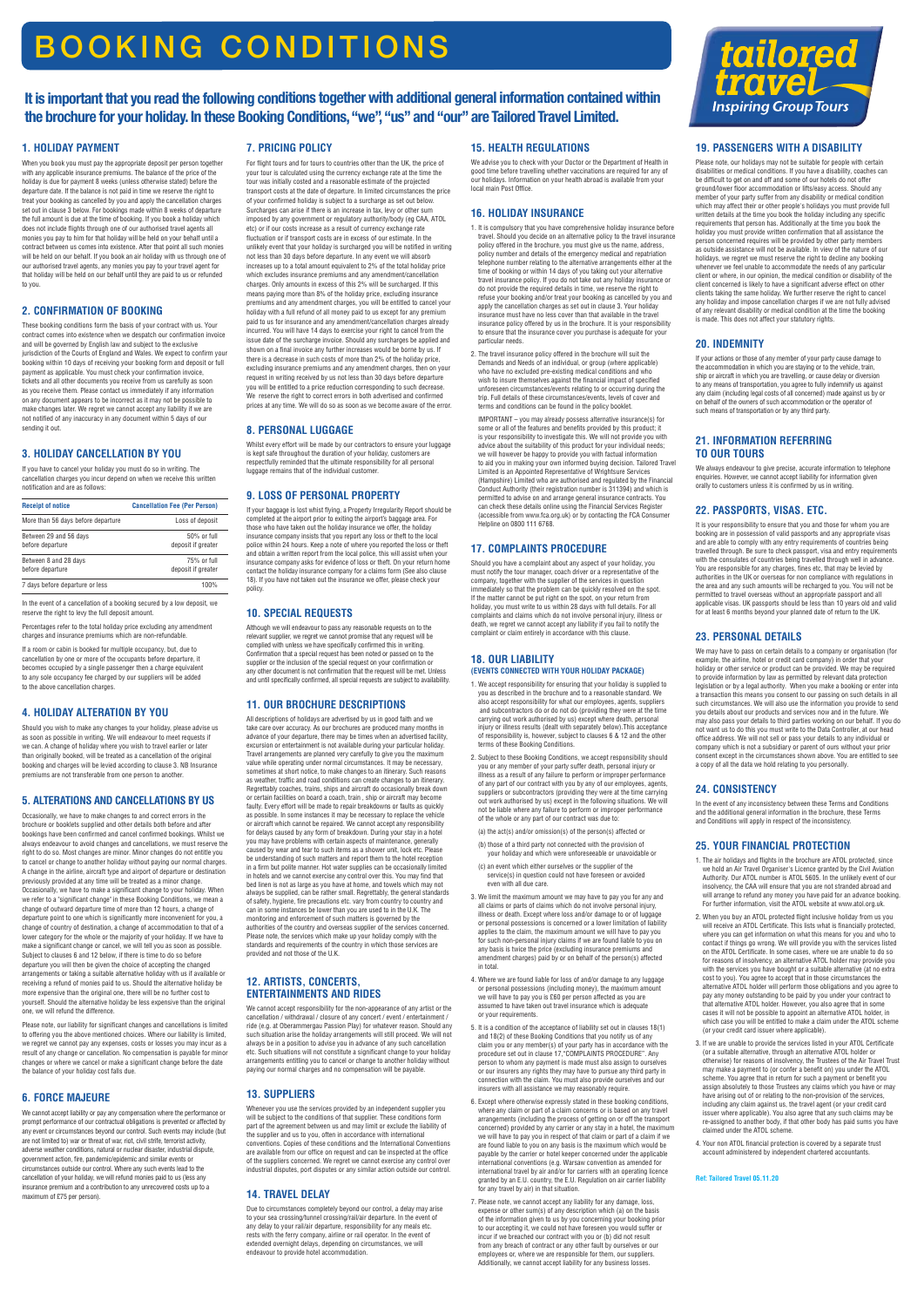# BOOKING CONDITIONS

**It is important that you read the following conditions together with additional general information contained within the brochure for your holiday. In these Booking Conditions, "we", "us" and "our" are Tailored Travel Limited.**

## 1. HOLIDAY PAYMENT

When you book you must pay the appropriate deposit per person together with any applicable insurance premiums. The balance of the price of the holiday is due for payment 8 weeks (unless otherwise stated) before the departure date. If the balance is not paid in time we reserve the right to treat your booking as cancelled by you and apply the cancellation charges set out in clause 3 below. For bookings made within 8 weeks of departure the full amount is due at the time of booking. If you book a holiday which does not include flights through one of our authorised travel agents all monies you pay to him for that holiday will be held on your behalf until a contract between us comes into existence. After that point all such monies will be held on our behalf. If you book an air holiday with us through one of our authorised travel agents, any monies you pay to your travel agent for that holiday will be held on our behalf until they are paid to us or refunded to you.

## 2. CONFIRMATION OF BOOKING

These booking conditions form the basis of your contract with us. Your contract comes into existence when we despatch our confirmation invoice and will be governed by English law and subject to the exclusive jurisdiction of the Courts of England and Wales. We expect to confirm your booking within 10 days of receiving your booking form and deposit or full payment as applicable. You must check your confirmation invoice, tickets and all other documents you receive from us carefully as soon as you receive them. Please contact us immediately if any information on any document appears to be incorrect as it may not be possible to make changes later. We regret we cannot accept any liability if we are not notified of any inaccuracy in any document within 5 days of our sending it out.

## 3. HOLIDAY CANCELLATION BY YOU

If you have to cancel your holiday you must do so in writing. The cancellation charges you incur depend on when we receive this written notification and are as follows:

| Receipt of notice | Cancellation Fee (Per Person) |
|---|---|
| More than 56 days before departure | Loss of deposit |
| Between 29 and 56 days before departure | 50% or full deposit if greater |
| Between 8 and 28 days before departure | 75% or full deposit if greater |
| 7 days before departure or less | 100% |

In the event of a cancellation of a booking secured by a low deposit, we reserve the right to levy the full deposit amount.

Percentages refer to the total holiday price excluding any amendment charges and insurance premiums which are non-refundable.

If a room or cabin is booked for multiple occupancy, but, due to cancellation by one or more of the occupants before departure, it becomes occupied by a single passenger then a charge equivalent to any sole occupancy fee charged by our suppliers will be added to the above cancellation charges.

## 4. HOLIDAY ALTERATION BY YOU

Should you wish to make any changes to your holiday, please advise us as soon as possible in writing. We will endeavour to meet requests if we can. A change of holiday where you wish to travel earlier or later than originally booked, will be treated as a cancellation of the original booking and charges will be levied according to clause 3. NB Insurance premiums are not transferable from one person to another.

## 5. ALTERATIONS AND CANCELLATIONS BY US

Occasionally, we have to make changes to and correct errors in the brochure or booklets supplied and other details both before and after bookings have been confirmed and cancel confirmed bookings. Whilst we always endeavour to avoid changes and cancellations, we must reserve the right to do so. Most changes are minor. Minor changes do not entitle you to cancel or change to another holiday without paying our normal charges. A change in the airline, aircraft type and airport of departure or destination previously provided at any time will be treated as a minor change. Occasionally, we have to make a significant change to your holiday. When we refer to a "significant change" in these Booking Conditions, we mean a change of outward departure time of more than 12 hours, a change of departure point to one which is significantly more inconvenient for you, a change of country of destination, a change of accommodation to that of a lower category for the whole or the majority of your holiday. If we have to make a significant change or cancel, we will tell you as soon as possible. Subject to clauses 6 and 12 below, if there is time to do so before departure you will then be given the choice of accepting the changed arrangements or taking a suitable alternative holiday with us if available or receiving a refund of monies paid to us. Should the alternative holiday be more expensive than the original one, there will be no further cost to yourself. Should the alternative holiday be less expensive than the original one, we will refund the difference.

Please note, our liability for significant changes and cancellations is limited to offering you the above mentioned choices. Where our liability is limited, we regret we cannot pay any expenses, costs or losses you may incur as a result of any change or cancellation. No compensation is payable for minor changes or where we cancel or make a significant change before the date the balance of your holiday cost falls due.

## 6. FORCE MAJEURE

We cannot accept liability or pay any compensation where the performance or prompt performance of our contractual obligations is prevented or affected by any event or circumstances beyond our control. Such events may include (but are not limited to) war or threat of war, riot, civil strife, terrorist activity, adverse weather conditions, natural or nuclear disaster, industrial dispute, government action, fire, pandemic/epidemic and similar events or circumstances outside our control. Where any such events lead to the cancellation of your holiday, we will refund monies paid to us (less any insurance premium and a contribution to any unrecovered costs up to a maximum of £75 per person).

## 7. PRICING POLICY

For flight tours and for tours to countries other than the UK, the price of your tour is calculated using the currency exchange rate at the time the tour was initially costed and a reasonable estimate of the projected transport costs at the date of departure. In limited circumstances the price of your confirmed holiday is subject to a surcharge as set out below. Surcharges can arise if there is an increase in tax, levy or other sum imposed by any government or regulatory authority/body (eg CAA, ATOL etc) or if our costs increase as a result of currency exchange rate fluctuation or if transport costs are in excess of our estimate. In the unlikely event that your holiday is surcharged you will be notified in writing not less than 30 days before departure. In any event we will absorb increases up to a total amount equivalent to 2% of the total holiday price which excludes insurance premiums and any amendment/cancellation charges. Only amounts in excess of this 2% will be surcharged. If this means paying more than 8% of the holiday price, excluding insurance premiums and any amendment charges, you will be entitled to cancel your holiday with a full refund of all money paid to us except for any premium paid to us for insurance and any amendment/cancellation charges already incurred. You will have 14 days to exercise your right to cancel from the issue date of the surcharge invoice. Should any surcharges be applied and shown on a final invoice any further increases would be borne by us. If there is a decrease in such costs of more than 2% of the holiday price, excluding insurance premiums and any amendment charges, then on your request in writing received by us not less than 30 days before departure you will be entitled to a price reduction corresponding to such decrease. We reserve the right to correct errors in both advertised and confirmed prices at any time. We will do so as soon as we become aware of the error.

## 8. PERSONAL LUGGAGE

Whilst every effort will be made by our contractors to ensure your luggage is kept safe throughout the duration of your holiday, customers are respectfully reminded that the ultimate responsibility for all personal luggage remains that of the individual customer.

## 9. LOSS OF PERSONAL PROPERTY

If your baggage is lost whilst flying, a Property Irregularity Report should be completed at the airport prior to exiting the airport's baggage area. For those who have taken out the holiday insurance we offer, the holiday insurance company insists that you report any loss or theft to the local police within 24 hours. Keep a note of where you reported the loss or theft and obtain a written report from the local police, this will assist when your insurance company asks for evidence of loss or theft. On your return home contact the holiday insurance company for a claims form (See also clause 18). If you have not taken out the insurance we offer, please check your policy.

## 10. SPECIAL REQUESTS

Although we will endeavour to pass any reasonable requests on to the relevant supplier, we regret we cannot promise that any request will be complied with unless we have specifically confirmed this in writing. Confirmation that a special request has been noted or passed on to the supplier or the inclusion of the special request on your confirmation or any other document is not confirmation that the request will be met. Unless and until specifically confirmed, all special requests are subject to availability.

## 11. OUR BROCHURE DESCRIPTIONS

All descriptions of holidays are advertised by us in good faith and we take care over accuracy. As our brochures are produced many months in advance of your departure, there may be times when an advertised facility, excursion or entertainment is not available during your particular holiday. Travel arrangements are planned very carefully to give you the maximum value while operating under normal circumstances. It may be necessary, sometimes at short notice, to make changes to an itinerary. Such reasons as weather, traffic and road conditions can create changes to an itinerary. Regrettably coaches, trains, ships and aircraft do occasionally break down or certain facilities on board a coach, train , ship or aircraft may become faulty. Every effort will be made to repair breakdowns or faults as quickly as possible. In some instances it may be necessary to replace the vehicle or aircraft which cannot be repaired. We cannot accept any responsibility for delays caused by any form of breakdown. During your stay in a hotel you may have problems with certain aspects of maintenance, generally caused by wear and tear to such items as a shower unit, lock etc. Please be understanding of such matters and report them to the hotel reception in a firm but polite manner. Hot water supplies can be occasionally limited in hotels and we cannot exercise any control over this. You may find that bed linen is not as large as you have at home, and towels which may not always be supplied, can be rather small. Regrettably, the general standards of safety, hygiene, fire precautions etc. vary from country to country and can in some instances be lower than you are used to in the U.K. The monitoring and enforcement of such matters is governed by the authorities of the country and overseas supplier of the services concerned. Please note, the services which make up your holiday comply with the standards and requirements of the country in which those services are provided and not those of the U.K.

## 12. ARTISTS, CONCERTS, ENTERTAINMENTS AND RIDES

We cannot accept responsibility for the non-appearance of any artist or the cancellation / withdrawal / closure of any concert / event / entertainment / ride (e.g. at Oberammergau Passion Play) for whatever reason. Should any such situation arise the holiday arrangements will still proceed. We will not always be in a position to advise you in advance of any such cancellation etc. Such situations will not constitute a significant change to your holiday arrangements entitling you to cancel or change to another holiday without paying our normal charges and no compensation will be payable.

## 13. SUPPLIERS

Whenever you use the services provided by an independent supplier you will be subject to the conditions of that supplier. These conditions form part of the agreement between us and may limit or exclude the liability of the supplier and us to you, often in accordance with international conventions. Copies of these conditions and the International Conventions are available from our office on request and can be inspected at the office of the suppliers concerned. We regret we cannot exercise any control over industrial disputes, port disputes or any similar action outside our control.

## 14. TRAVEL DELAY

Due to circumstances completely beyond our control, a delay may arise to your sea crossing/tunnel crossing/rail/air departure. In the event of any delay to your rail/air departure, responsibility for any meals etc. rests with the ferry company, airline or rail operator. In the event of extended overnight delays, depending on circumstances, we will endeavour to provide hotel accommodation.

## 15. HEALTH REGULATIONS

We advise you to check with your Doctor or the Department of Health in good time before travelling whether vaccinations are required for any of our holidays. Information on your health abroad is available from your local main Post Office.

## 16. HOLIDAY INSURANCE

1. It is compulsory that you have comprehensive holiday insurance before travel. Should you decide on an alternative policy to the travel insurance policy offered in the brochure, you must give us the name, address, policy number and details of the emergency medical and repatriation telephone number relating to the alternative arrangements either at the time of booking or within 14 days of you taking out your alternative travel insurance policy. If you do not take out any holiday insurance or do not provide the required details in time, we reserve the right to refuse your booking and/or treat your booking as cancelled by you and apply the cancellation charges as set out in clause 3. Your holiday insurance must have no less cover than that available in the travel insurance policy offered by us in the brochure. It is your responsibility to ensure that the insurance cover you purchase is adequate for your particular needs.
2. The travel insurance policy offered in the brochure will suit the Demands and Needs of an individual, or group (where applicable) who have no excluded pre-existing medical conditions and who wish to insure themselves against the financial impact of specified unforeseen circumstances/events relating to or occurring during the trip. Full details of these circumstances/events, levels of cover and terms and conditions can be found in the policy booklet.

IMPORTANT – you may already possess alternative insurance(s) for some or all of the features and benefits provided by this product; it is your responsibility to investigate this. We will not provide you with advice about the suitability of this product for your individual needs; we will however be happy to provide you with factual information to aid you in making your own informed buying decision. Tailored Travel Limited is an Appointed Representative of Wrightsure Services (Hampshire) Limited who are authorised and regulated by the Financial Conduct Authority (their registration number is 311394) and which is permitted to advise on and arrange general insurance contracts. You can check these details online using the Financial Services Register (accessible from www.fca.org.uk) or by contacting the FCA Consumer Helpline on 0800 111 6768.

## 17. COMPLAINTS PROCEDURE

Should you have a complaint about any aspect of your holiday, you must notify the tour manager, coach driver or a representative of the company, together with the supplier of the services in question immediately so that the problem can be quickly resolved on the spot. If the matter cannot be put right on the spot, on your return from holiday, you must write to us within 28 days with full details. For all complaints and claims which do not involve personal injury, illness or death, we regret we cannot accept any liability if you fail to notify the complaint or claim entirely in accordance with this clause.

## 18. OUR LIABILITY
### (EVENTS CONNECTED WITH YOUR HOLIDAY PACKAGE)

1. We accept responsibility for ensuring that your holiday is supplied to you as described in the brochure and to a reasonable standard. We also accept responsibility for what our employees, agents, suppliers and subcontractors do or do not do (providing they were at the time carrying out work authorised by us) except where death, personal injury or illness results (dealt with separately below).This acceptance of responsibility is, however, subject to clauses 6 & 12 and the other terms of these Booking Conditions.
2. Subject to these Booking Conditions, we accept responsibility should you or any member of your party suffer death, personal injury or illness as a result of any failure to perform or improper performance of any part of our contract with you by any of our employees, agents, suppliers or subcontractors (providing they were at the time carrying out work authorised by us) except in the following situations. We will not be liable where any failure to perform or improper performance of the whole or any part of our contract was due to:

   (a) the act(s) and/or omission(s) of the person(s) affected or

   (b) those of a third party not connected with the provision of your holiday and which were unforeseeable or unavoidable or

   (c) an event which either ourselves or the supplier of the service(s) in question could not have foreseen or avoided even with all due care.
3. We limit the maximum amount we may have to pay you for any and all claims or parts of claims which do not involve personal injury, illness or death. Except where loss and/or damage to or of luggage or personal possessions is concerned or a lower limitation of liability applies to the claim, the maximum amount we will have to pay you for such non-personal injury claims if we are found liable to you on any basis is twice the price (excluding insurance premiums and amendment charges) paid by or on behalf of the person(s) affected in total.
4. Where we are found liable for loss of and/or damage to any luggage or personal possessions (including money), the maximum amount we will have to pay you is £60 per person affected as you are assumed to have taken out travel insurance which is adequate or your requirements.
5. It is a condition of the acceptance of liability set out in clauses 18(1) and 18(2) of these Booking Conditions that you notify us of any claim you or any member(s) of your party has in accordance with the procedure set out in clause 17,"COMPLAINTS PROCEDURE". Any person to whom any payment is made must also assign to ourselves or our insurers any rights they may have to pursue any third party in connection with the claim. You must also provide ourselves and our insurers with all assistance we may reasonably require.
6. Except where otherwise expressly stated in these booking conditions, where any claim or part of a claim concerns or is based on any travel arrangements (including the process of getting on or off the transport concerned) provided by any carrier or any stay in a hotel, the maximum we will have to pay you in respect of that claim or part of a claim if we are found liable to you on any basis is the maximum which would be payable by the carrier or hotel keeper concerned under the applicable international conventions (e.g. Warsaw convention as amended for international travel by air and/or for carriers with an operating licence granted by an E.U. country, the E.U. Regulation on air carrier liability for any travel by air) in that situation.
7. Please note, we cannot accept any liability for any damage, loss, expense or other sum(s) of any description which (a) on the basis of the information given to us by you concerning your booking prior to our accepting it, we could not have foreseen you would suffer or incur if we breached our contract with you or (b) did not result from any breach of contract or any other fault by ourselves or our employees or, where we are responsible for them, our suppliers. Additionally, we cannot accept liability for any business losses.

## 19. PASSENGERS WITH A DISABILITY

Please note, our holidays may not be suitable for people with certain disabilities or medical conditions. If you have a disability, coaches can be difficult to get on and off and some of our hotels do not offer ground/lower floor accommodation or lifts/easy access. Should any member of your party suffer from any disability or medical condition which may affect their or other people's holidays you must provide full written details at the time you book the holiday including any specific requirements that person has. Additionally at the time you book the holiday you must provide written confirmation that all assistance the person concerned requires will be provided by other party members as outside assistance will not be available. In view of the nature of our holidays, we regret we must reserve the right to decline any booking whenever we feel unable to accommodate the needs of any particular client or where, in our opinion, the medical condition or disability of the client concerned is likely to have a significant adverse effect on other clients taking the same holiday. We further reserve the right to cancel any holiday and impose cancellation charges if we are not fully advised of any relevant disability or medical condition at the time the booking is made. This does not affect your statutory rights.

## 20. INDEMNITY

If your actions or those of any member of your party cause damage to the accommodation in which you are staying or to the vehicle, train, ship or aircraft in which you are travelling, or cause delay or diversion to any means of transportation, you agree to fully indemnify us against any claim (including legal costs of all concerned) made against us by or on behalf of the owners of such accommodation or the operator of such means of transportation or by any third party.

## 21. INFORMATION REFERRING TO OUR TOURS

We always endeavour to give precise, accurate information to telephone enquiries. However, we cannot accept liability for information given orally to customers unless it is confirmed by us in writing.

## 22. PASSPORTS, VISAS. ETC.

It is your responsibility to ensure that you and those for whom you are booking are in possession of valid passports and any appropriate visas and are able to comply with any entry requirements of countries being travelled through. Be sure to check passport, visa and entry requirements with the consulates of countries being travelled through well in advance. You are responsible for any charges, fines etc, that may be levied by authorities in the UK or overseas for non compliance with regulations in the area and any such amounts will be recharged to you. You will not be permitted to travel overseas without an appropriate passport and all applicable visas. UK passports should be less than 10 years old and valid for at least 6 months beyond your planned date of return to the UK.

## 23. PERSONAL DETAILS

We may have to pass on certain details to a company or organisation (for example, the airline, hotel or credit card company) in order that your holiday or other service or product can be provided. We may be required to provide information by law as permitted by relevant data protection legislation or by a legal authority. When you make a booking or enter into a transaction this means you consent to our passing on such details in all such circumstances. We will also use the information you provide to send you details about our products and services now and in the future. We may also pass your details to third parties working on our behalf. If you do not want us to do this you must write to the Data Controller, at our head office address. We will not sell or pass your details to any individual or company which is not a subsidiary or parent of ours without your prior consent except in the circumstances shown above. You are entitled to see a copy of all the data we hold relating to you personally.

## 24. CONSISTENCY

In the event of any inconsistency between these Terms and Conditions and the additional general information in the brochure, these Terms and Conditions will apply in respect of the inconsistency.

## 25. YOUR FINANCIAL PROTECTION

1. The air holidays and flights in the brochure are ATOL protected, since we hold an Air Travel Organiser's Licence granted by the Civil Aviation Authority. Our ATOL number is ATOL 5605. In the unlikely event of our insolvency, the CAA will ensure that you are not stranded abroad and will arrange to refund any money you have paid for an advance booking. For further information, visit the ATOL website at www.atol.org.uk.
2. When you buy an ATOL protected flight inclusive holiday from us you will receive an ATOL Certificate. This lists what is financially protected, where you can get information on what this means for you and who to contact if things go wrong. We will provide you with the services listed on the ATOL Certificate. In some cases, where we are unable to do so for reasons of insolvency, an alternative ATOL holder may provide you with the services you have bought or a suitable alternative (at no extra cost to you). You agree to accept that in those circumstances the alternative ATOL holder will perform those obligations and you agree to pay any money outstanding to be paid by you under your contract to that alternative ATOL holder. However, you also agree that in some cases it will not be possible to appoint an alternative ATOL holder, in which case you will be entitled to make a claim under the ATOL scheme (or your credit card issuer where applicable).
3. If we are unable to provide the services listed in your ATOL Certificate (or a suitable alternative, through an alternative ATOL holder or otherwise) for reasons of insolvency, the Trustees of the Air Travel Trust may make a payment to (or confer a benefit on) you under the ATOL scheme. You agree that in return for such a payment or benefit you assign absolutely to those Trustees any claims which you have or may have arising out of or relating to the non-provision of the services, including any claim against us, the travel agent (or your credit card issuer where applicable). You also agree that any such claims may be re-assigned to another body, if that other body has paid sums you have claimed under the ATOL scheme.
4. Your non ATOL financial protection is covered by a separate trust account administered by independent chartered accountants.

Ref: Tailored Travel 05.11.20